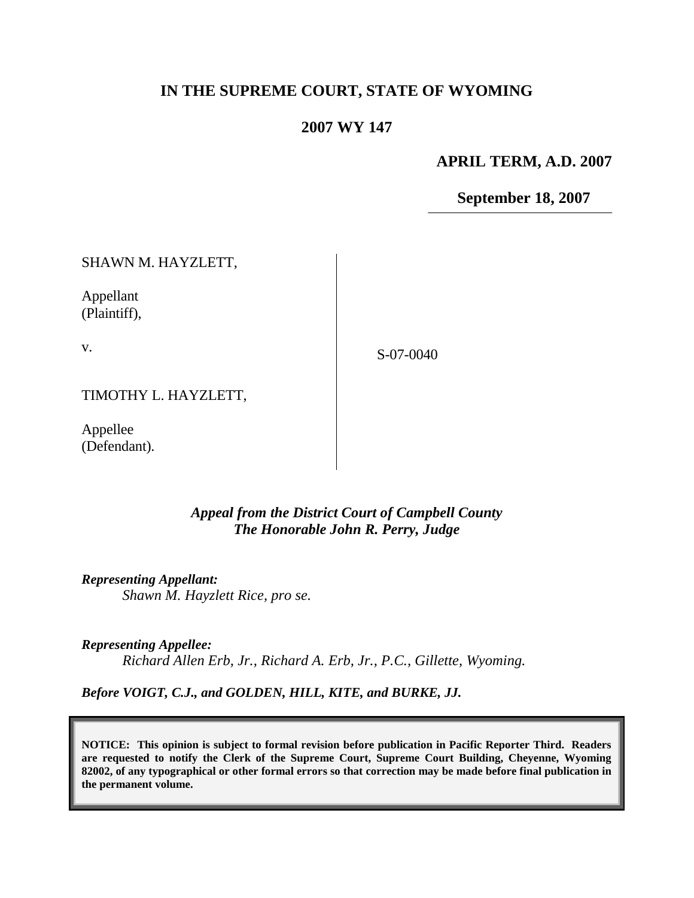# IN THE SUPREME COURT, STATE OF WYOMING

## 2007 WY 147

**APRIL TERM, A.D. 2007**

**September 18, 2007**

SHAWN M. HAYZLETT,

Appellant
(Plaintiff),

v.

TIMOTHY L. HAYZLETT,

Appellee
(Defendant).

S-07-0040

*Appeal from the District Court of Campbell County*
*The Honorable John R. Perry, Judge*

***Representing Appellant:***
*Shawn M. Hayzlett Rice, pro se.*

***Representing Appellee:***
*Richard Allen Erb, Jr., Richard A. Erb, Jr., P.C., Gillette, Wyoming.*

***Before VOIGT, C.J., and GOLDEN, HILL, KITE, and BURKE, JJ.***

**NOTICE: This opinion is subject to formal revision before publication in Pacific Reporter Third. Readers are requested to notify the Clerk of the Supreme Court, Supreme Court Building, Cheyenne, Wyoming 82002, of any typographical or other formal errors so that correction may be made before final publication in the permanent volume.**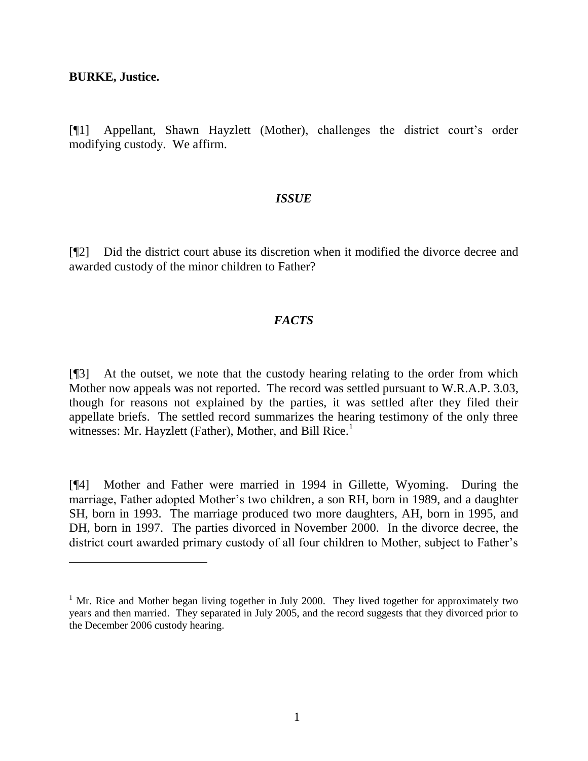**BURKE, Justice.**

[¶1] Appellant, Shawn Hayzlett (Mother), challenges the district court's order modifying custody. We affirm.

### *ISSUE*

[¶2] Did the district court abuse its discretion when it modified the divorce decree and awarded custody of the minor children to Father?

### *FACTS*

[¶3] At the outset, we note that the custody hearing relating to the order from which Mother now appeals was not reported. The record was settled pursuant to W.R.A.P. 3.03, though for reasons not explained by the parties, it was settled after they filed their appellate briefs. The settled record summarizes the hearing testimony of the only three witnesses: Mr. Hayzlett (Father), Mother, and Bill Rice.[1]

[¶4] Mother and Father were married in 1994 in Gillette, Wyoming. During the marriage, Father adopted Mother's two children, a son RH, born in 1989, and a daughter SH, born in 1993. The marriage produced two more daughters, AH, born in 1995, and DH, born in 1997. The parties divorced in November 2000. In the divorce decree, the district court awarded primary custody of all four children to Mother, subject to Father's

---

[1] Mr. Rice and Mother began living together in July 2000. They lived together for approximately two years and then married. They separated in July 2005, and the record suggests that they divorced prior to the December 2006 custody hearing.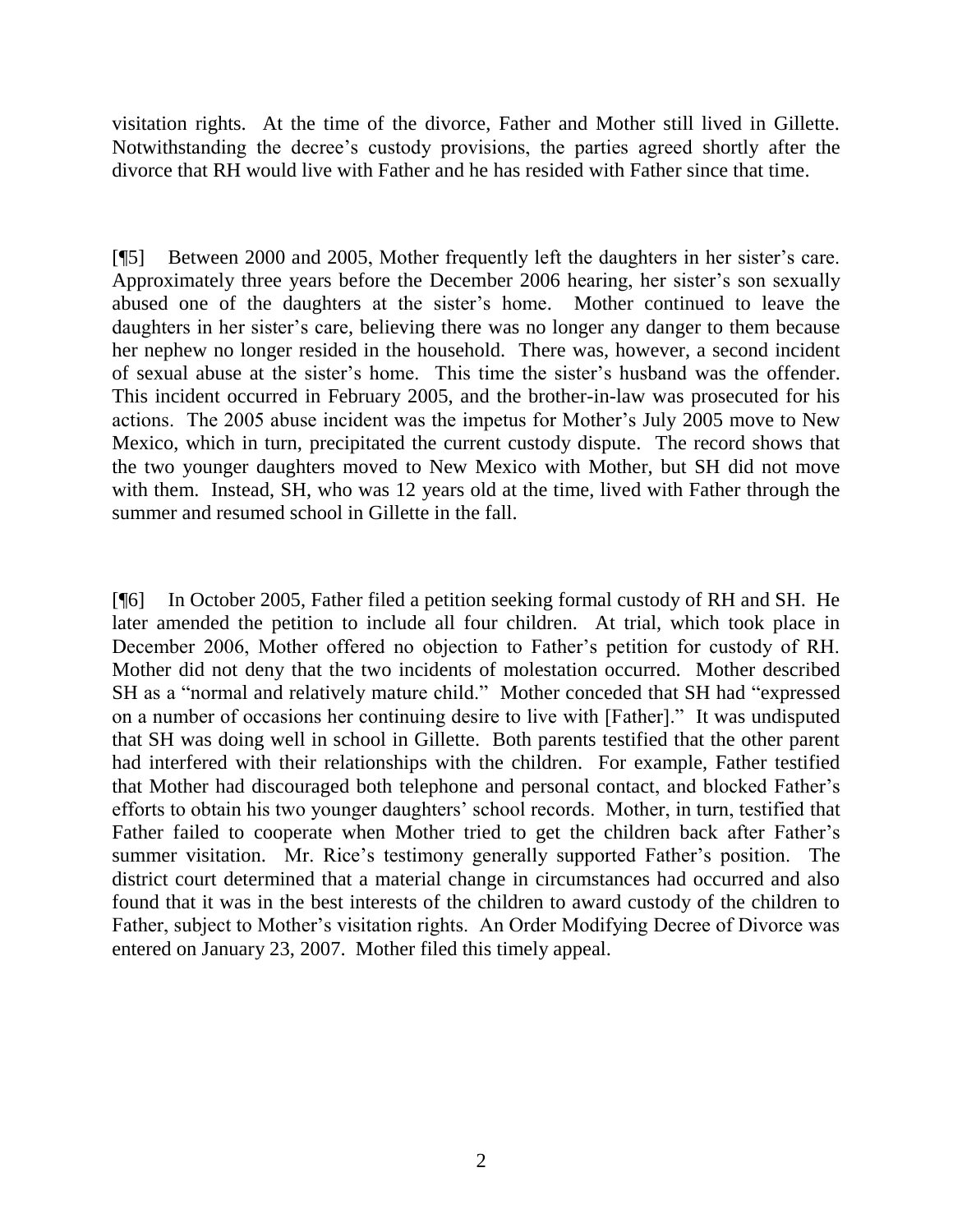visitation rights. At the time of the divorce, Father and Mother still lived in Gillette. Notwithstanding the decree's custody provisions, the parties agreed shortly after the divorce that RH would live with Father and he has resided with Father since that time.

[¶5] Between 2000 and 2005, Mother frequently left the daughters in her sister's care. Approximately three years before the December 2006 hearing, her sister's son sexually abused one of the daughters at the sister's home. Mother continued to leave the daughters in her sister's care, believing there was no longer any danger to them because her nephew no longer resided in the household. There was, however, a second incident of sexual abuse at the sister's home. This time the sister's husband was the offender. This incident occurred in February 2005, and the brother-in-law was prosecuted for his actions. The 2005 abuse incident was the impetus for Mother's July 2005 move to New Mexico, which in turn, precipitated the current custody dispute. The record shows that the two younger daughters moved to New Mexico with Mother, but SH did not move with them. Instead, SH, who was 12 years old at the time, lived with Father through the summer and resumed school in Gillette in the fall.

[¶6] In October 2005, Father filed a petition seeking formal custody of RH and SH. He later amended the petition to include all four children. At trial, which took place in December 2006, Mother offered no objection to Father's petition for custody of RH. Mother did not deny that the two incidents of molestation occurred. Mother described SH as a "normal and relatively mature child." Mother conceded that SH had "expressed on a number of occasions her continuing desire to live with [Father]." It was undisputed that SH was doing well in school in Gillette. Both parents testified that the other parent had interfered with their relationships with the children. For example, Father testified that Mother had discouraged both telephone and personal contact, and blocked Father's efforts to obtain his two younger daughters' school records. Mother, in turn, testified that Father failed to cooperate when Mother tried to get the children back after Father's summer visitation. Mr. Rice's testimony generally supported Father's position. The district court determined that a material change in circumstances had occurred and also found that it was in the best interests of the children to award custody of the children to Father, subject to Mother's visitation rights. An Order Modifying Decree of Divorce was entered on January 23, 2007. Mother filed this timely appeal.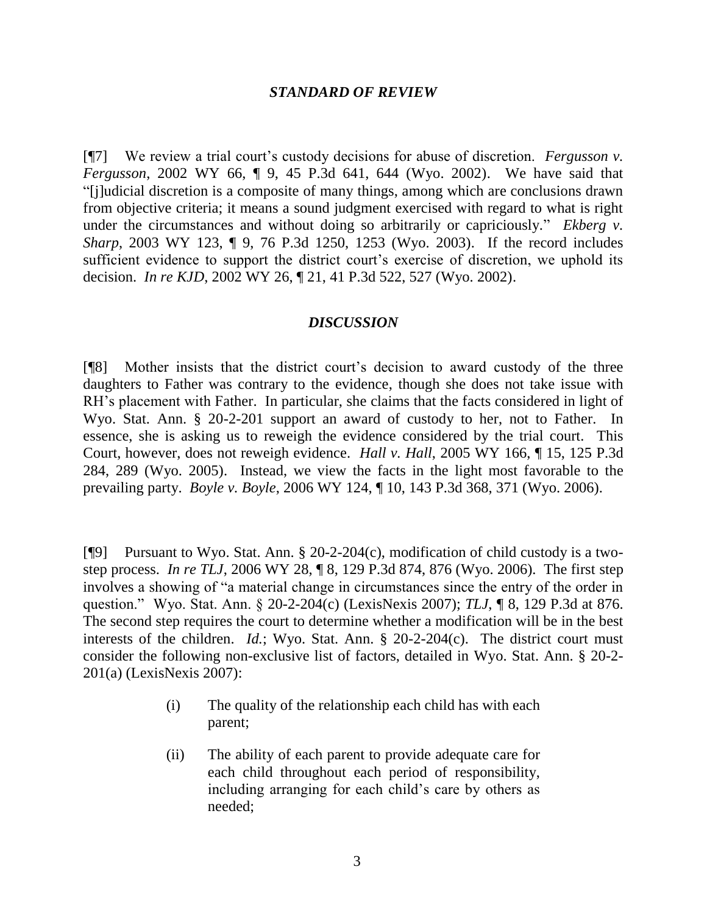### *STANDARD OF REVIEW*

[¶7] We review a trial court's custody decisions for abuse of discretion. *Fergusson v. Fergusson*, 2002 WY 66, ¶ 9, 45 P.3d 641, 644 (Wyo. 2002). We have said that "[j]udicial discretion is a composite of many things, among which are conclusions drawn from objective criteria; it means a sound judgment exercised with regard to what is right under the circumstances and without doing so arbitrarily or capriciously." *Ekberg v. Sharp*, 2003 WY 123, ¶ 9, 76 P.3d 1250, 1253 (Wyo. 2003). If the record includes sufficient evidence to support the district court's exercise of discretion, we uphold its decision. *In re KJD*, 2002 WY 26, ¶ 21, 41 P.3d 522, 527 (Wyo. 2002).

### *DISCUSSION*

[¶8] Mother insists that the district court's decision to award custody of the three daughters to Father was contrary to the evidence, though she does not take issue with RH's placement with Father. In particular, she claims that the facts considered in light of Wyo. Stat. Ann. § 20-2-201 support an award of custody to her, not to Father. In essence, she is asking us to reweigh the evidence considered by the trial court. This Court, however, does not reweigh evidence. *Hall v. Hall*, 2005 WY 166, ¶ 15, 125 P.3d 284, 289 (Wyo. 2005). Instead, we view the facts in the light most favorable to the prevailing party. *Boyle v. Boyle*, 2006 WY 124, ¶ 10, 143 P.3d 368, 371 (Wyo. 2006).

[¶9] Pursuant to Wyo. Stat. Ann. § 20-2-204(c), modification of child custody is a two-step process. *In re TLJ*, 2006 WY 28, ¶ 8, 129 P.3d 874, 876 (Wyo. 2006). The first step involves a showing of "a material change in circumstances since the entry of the order in question." Wyo. Stat. Ann. § 20-2-204(c) (LexisNexis 2007); *TLJ*, ¶ 8, 129 P.3d at 876. The second step requires the court to determine whether a modification will be in the best interests of the children. *Id.*; Wyo. Stat. Ann. § 20-2-204(c). The district court must consider the following non-exclusive list of factors, detailed in Wyo. Stat. Ann. § 20-2-201(a) (LexisNexis 2007):

> (i) The quality of the relationship each child has with each parent;
>
> (ii) The ability of each parent to provide adequate care for each child throughout each period of responsibility, including arranging for each child's care by others as needed;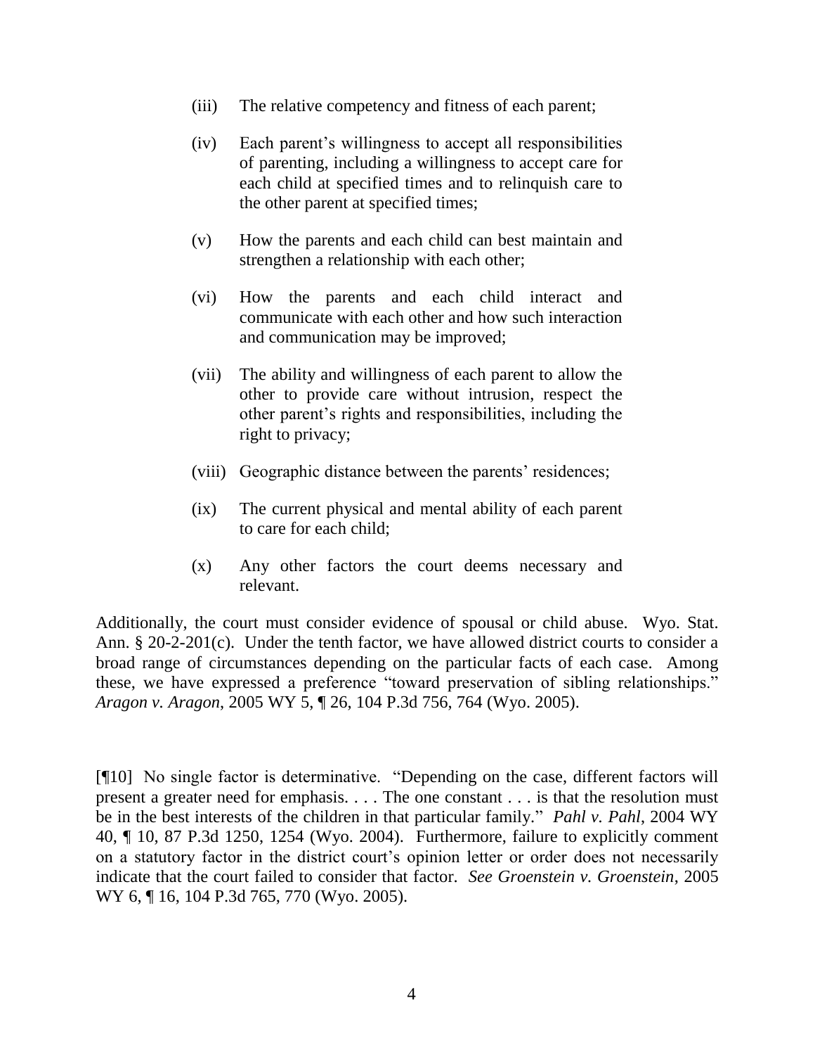(iii) The relative competency and fitness of each parent;

(iv) Each parent's willingness to accept all responsibilities of parenting, including a willingness to accept care for each child at specified times and to relinquish care to the other parent at specified times;

(v) How the parents and each child can best maintain and strengthen a relationship with each other;

(vi) How the parents and each child interact and communicate with each other and how such interaction and communication may be improved;

(vii) The ability and willingness of each parent to allow the other to provide care without intrusion, respect the other parent's rights and responsibilities, including the right to privacy;

(viii) Geographic distance between the parents' residences;

(ix) The current physical and mental ability of each parent to care for each child;

(x) Any other factors the court deems necessary and relevant.

Additionally, the court must consider evidence of spousal or child abuse. Wyo. Stat. Ann. § 20-2-201(c). Under the tenth factor, we have allowed district courts to consider a broad range of circumstances depending on the particular facts of each case. Among these, we have expressed a preference "toward preservation of sibling relationships." *Aragon v. Aragon*, 2005 WY 5, ¶ 26, 104 P.3d 756, 764 (Wyo. 2005).

[¶10] No single factor is determinative. "Depending on the case, different factors will present a greater need for emphasis. . . . The one constant . . . is that the resolution must be in the best interests of the children in that particular family." *Pahl v. Pahl*, 2004 WY 40, ¶ 10, 87 P.3d 1250, 1254 (Wyo. 2004). Furthermore, failure to explicitly comment on a statutory factor in the district court's opinion letter or order does not necessarily indicate that the court failed to consider that factor. *See Groenstein v. Groenstein*, 2005 WY 6, ¶ 16, 104 P.3d 765, 770 (Wyo. 2005).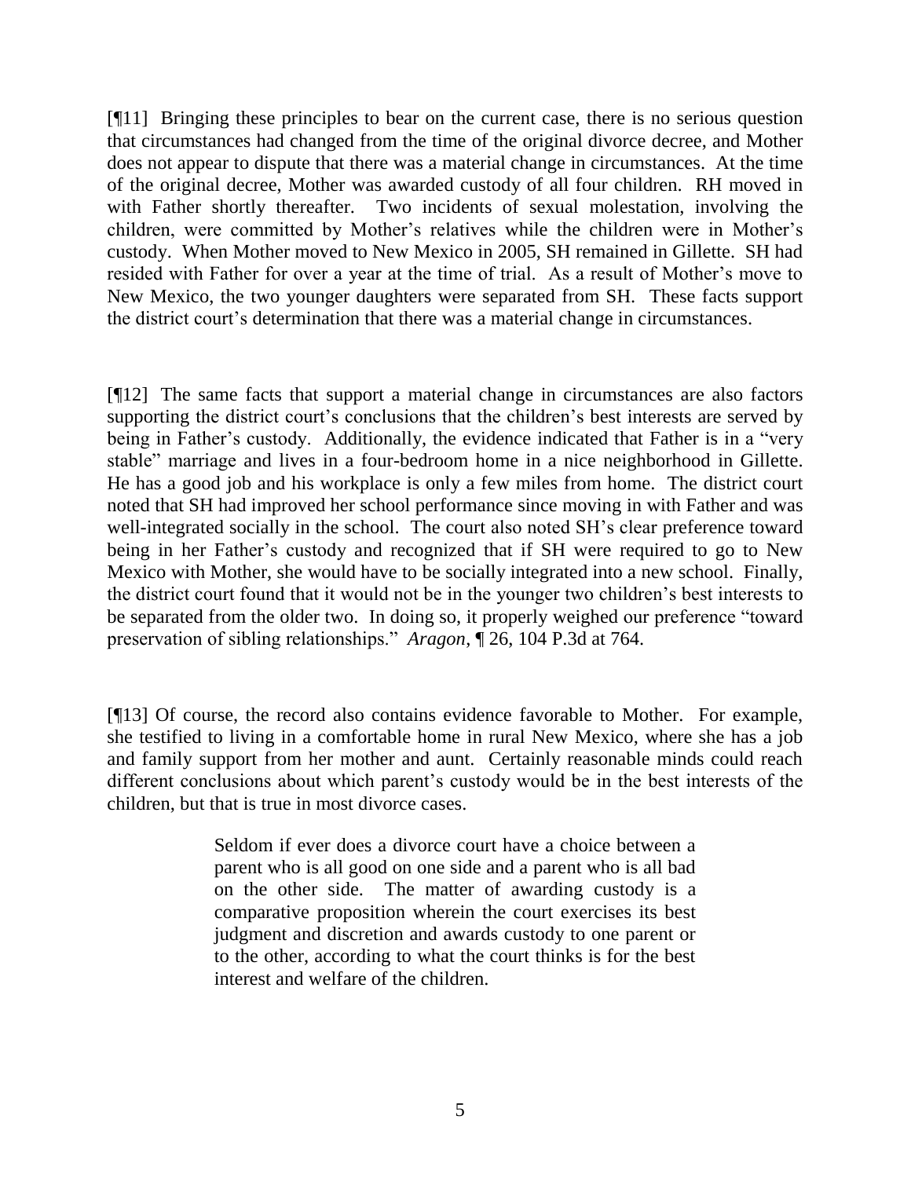[¶11] Bringing these principles to bear on the current case, there is no serious question that circumstances had changed from the time of the original divorce decree, and Mother does not appear to dispute that there was a material change in circumstances. At the time of the original decree, Mother was awarded custody of all four children. RH moved in with Father shortly thereafter. Two incidents of sexual molestation, involving the children, were committed by Mother's relatives while the children were in Mother's custody. When Mother moved to New Mexico in 2005, SH remained in Gillette. SH had resided with Father for over a year at the time of trial. As a result of Mother's move to New Mexico, the two younger daughters were separated from SH. These facts support the district court's determination that there was a material change in circumstances.

[¶12] The same facts that support a material change in circumstances are also factors supporting the district court's conclusions that the children's best interests are served by being in Father's custody. Additionally, the evidence indicated that Father is in a "very stable" marriage and lives in a four-bedroom home in a nice neighborhood in Gillette. He has a good job and his workplace is only a few miles from home. The district court noted that SH had improved her school performance since moving in with Father and was well-integrated socially in the school. The court also noted SH's clear preference toward being in her Father's custody and recognized that if SH were required to go to New Mexico with Mother, she would have to be socially integrated into a new school. Finally, the district court found that it would not be in the younger two children's best interests to be separated from the older two. In doing so, it properly weighed our preference "toward preservation of sibling relationships." *Aragon*, ¶ 26, 104 P.3d at 764.

[¶13] Of course, the record also contains evidence favorable to Mother. For example, she testified to living in a comfortable home in rural New Mexico, where she has a job and family support from her mother and aunt. Certainly reasonable minds could reach different conclusions about which parent's custody would be in the best interests of the children, but that is true in most divorce cases.

> Seldom if ever does a divorce court have a choice between a parent who is all good on one side and a parent who is all bad on the other side. The matter of awarding custody is a comparative proposition wherein the court exercises its best judgment and discretion and awards custody to one parent or to the other, according to what the court thinks is for the best interest and welfare of the children.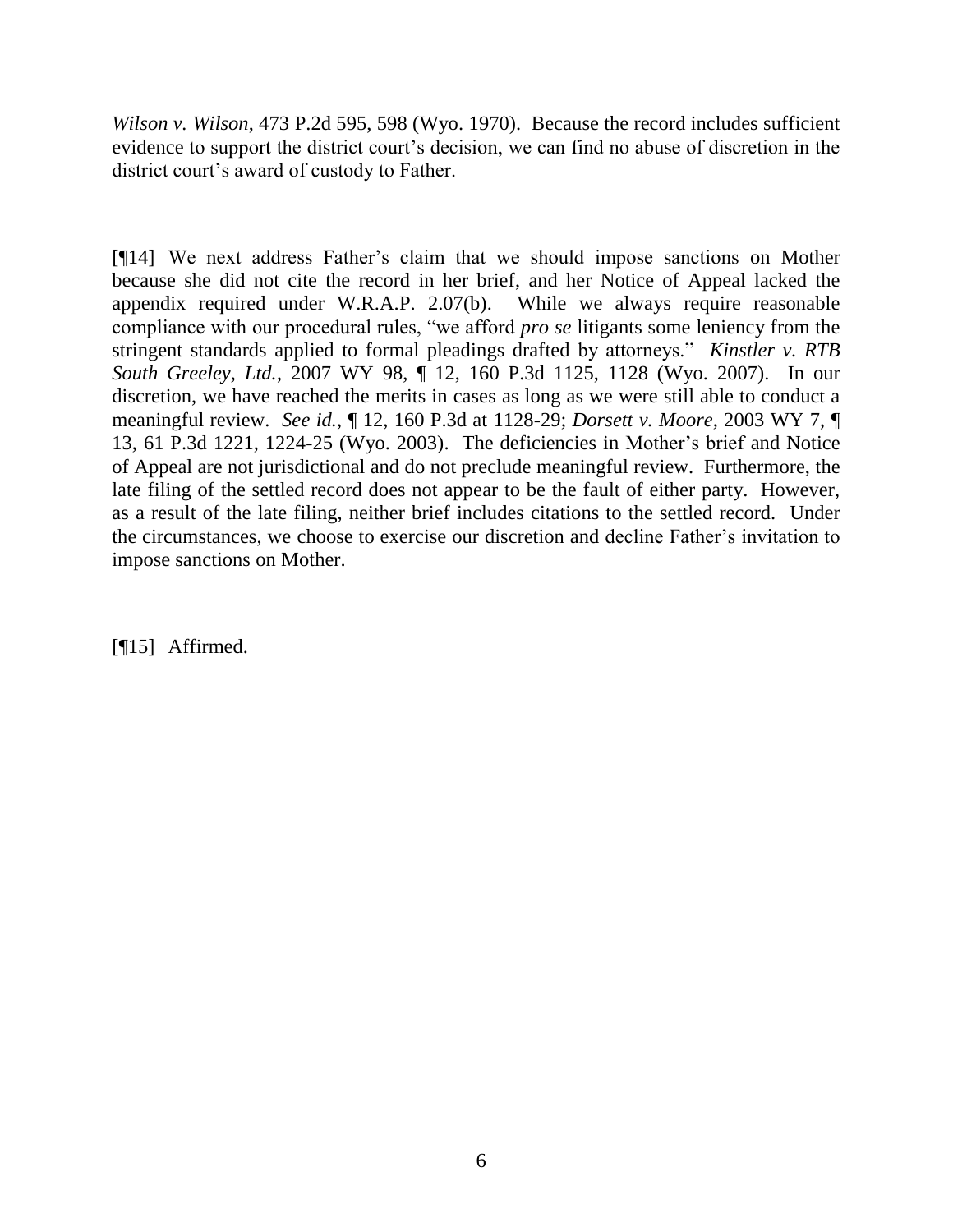*Wilson v. Wilson*, 473 P.2d 595, 598 (Wyo. 1970). Because the record includes sufficient evidence to support the district court's decision, we can find no abuse of discretion in the district court's award of custody to Father.

[¶14] We next address Father's claim that we should impose sanctions on Mother because she did not cite the record in her brief, and her Notice of Appeal lacked the appendix required under W.R.A.P. 2.07(b). While we always require reasonable compliance with our procedural rules, "we afford *pro se* litigants some leniency from the stringent standards applied to formal pleadings drafted by attorneys." *Kinstler v. RTB South Greeley, Ltd.*, 2007 WY 98, ¶ 12, 160 P.3d 1125, 1128 (Wyo. 2007). In our discretion, we have reached the merits in cases as long as we were still able to conduct a meaningful review. *See id.*, ¶ 12, 160 P.3d at 1128-29; *Dorsett v. Moore*, 2003 WY 7, ¶ 13, 61 P.3d 1221, 1224-25 (Wyo. 2003). The deficiencies in Mother's brief and Notice of Appeal are not jurisdictional and do not preclude meaningful review. Furthermore, the late filing of the settled record does not appear to be the fault of either party. However, as a result of the late filing, neither brief includes citations to the settled record. Under the circumstances, we choose to exercise our discretion and decline Father's invitation to impose sanctions on Mother.

[¶15] Affirmed.